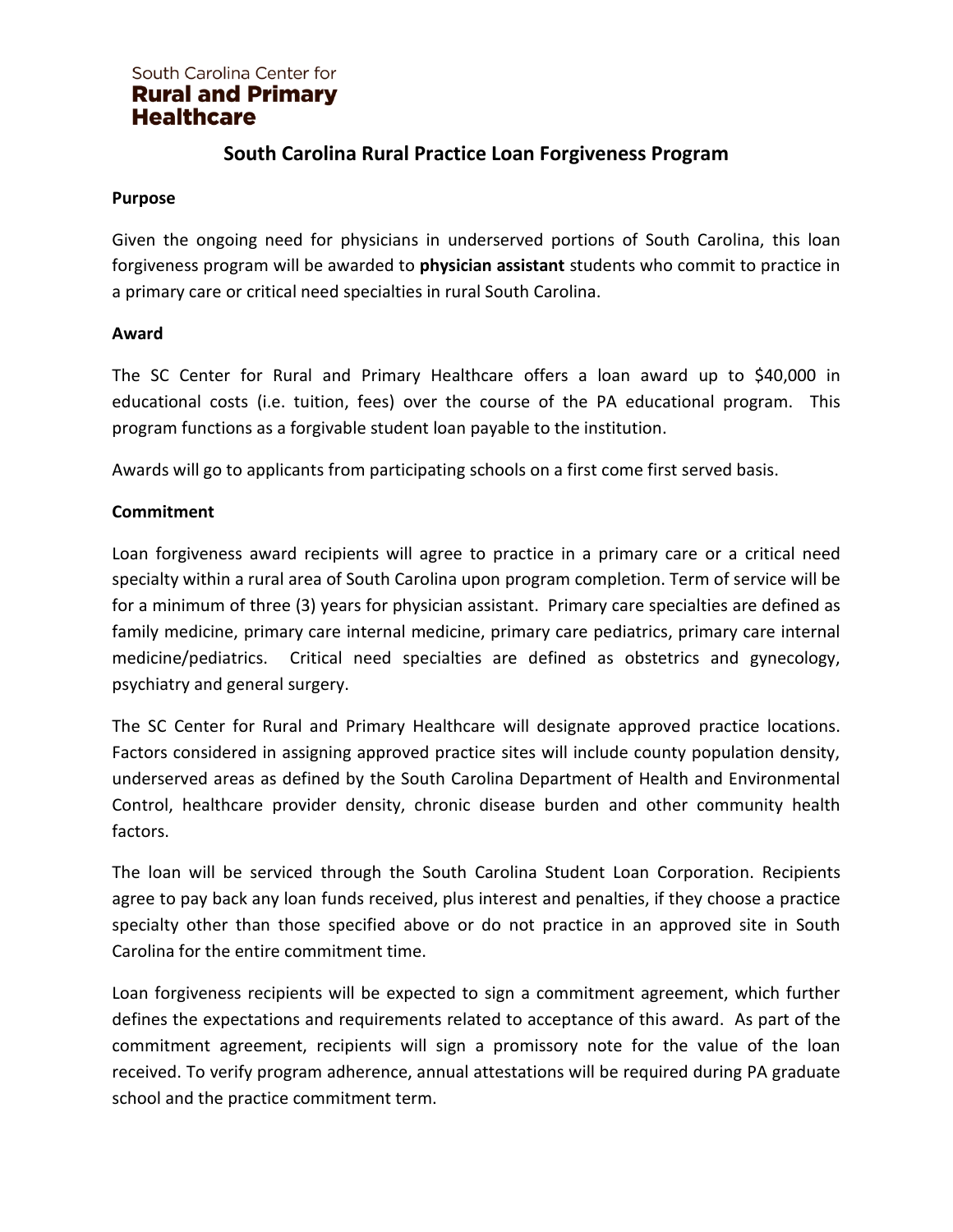South Carolina Center for
**Rural and Primary Healthcare**

# South Carolina Rural Practice Loan Forgiveness Program

**Purpose**

Given the ongoing need for physicians in underserved portions of South Carolina, this loan forgiveness program will be awarded to **physician assistant** students who commit to practice in a primary care or critical need specialties in rural South Carolina.

**Award**

The SC Center for Rural and Primary Healthcare offers a loan award up to $40,000 in educational costs (i.e. tuition, fees) over the course of the PA educational program. This program functions as a forgivable student loan payable to the institution.

Awards will go to applicants from participating schools on a first come first served basis.

**Commitment**

Loan forgiveness award recipients will agree to practice in a primary care or a critical need specialty within a rural area of South Carolina upon program completion. Term of service will be for a minimum of three (3) years for physician assistant. Primary care specialties are defined as family medicine, primary care internal medicine, primary care pediatrics, primary care internal medicine/pediatrics. Critical need specialties are defined as obstetrics and gynecology, psychiatry and general surgery.

The SC Center for Rural and Primary Healthcare will designate approved practice locations. Factors considered in assigning approved practice sites will include county population density, underserved areas as defined by the South Carolina Department of Health and Environmental Control, healthcare provider density, chronic disease burden and other community health factors.

The loan will be serviced through the South Carolina Student Loan Corporation. Recipients agree to pay back any loan funds received, plus interest and penalties, if they choose a practice specialty other than those specified above or do not practice in an approved site in South Carolina for the entire commitment time.

Loan forgiveness recipients will be expected to sign a commitment agreement, which further defines the expectations and requirements related to acceptance of this award. As part of the commitment agreement, recipients will sign a promissory note for the value of the loan received. To verify program adherence, annual attestations will be required during PA graduate school and the practice commitment term.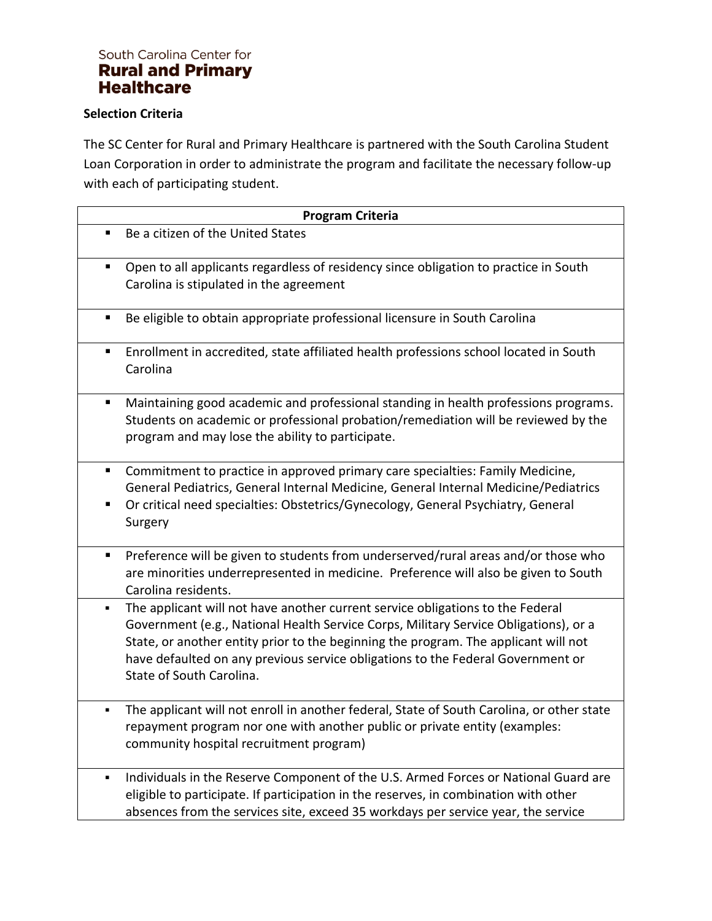South Carolina Center for
**Rural and Primary Healthcare**

**Selection Criteria**

The SC Center for Rural and Primary Healthcare is partnered with the South Carolina Student Loan Corporation in order to administrate the program and facilitate the necessary follow-up with each of participating student.

| Program Criteria |
|---|
| ▪ Be a citizen of the United States |
| ▪ Open to all applicants regardless of residency since obligation to practice in South Carolina is stipulated in the agreement |
| ▪ Be eligible to obtain appropriate professional licensure in South Carolina |
| ▪ Enrollment in accredited, state affiliated health professions school located in South Carolina |
| ▪ Maintaining good academic and professional standing in health professions programs. Students on academic or professional probation/remediation will be reviewed by the program and may lose the ability to participate. |
| ▪ Commitment to practice in approved primary care specialties: Family Medicine, General Pediatrics, General Internal Medicine, General Internal Medicine/Pediatrics<br>▪ Or critical need specialties: Obstetrics/Gynecology, General Psychiatry, General Surgery |
| ▪ Preference will be given to students from underserved/rural areas and/or those who are minorities underrepresented in medicine. Preference will also be given to South Carolina residents. |
| ▪ The applicant will not have another current service obligations to the Federal Government (e.g., National Health Service Corps, Military Service Obligations), or a State, or another entity prior to the beginning the program. The applicant will not have defaulted on any previous service obligations to the Federal Government or State of South Carolina. |
| ▪ The applicant will not enroll in another federal, State of South Carolina, or other state repayment program nor one with another public or private entity (examples: community hospital recruitment program) |
| ▪ Individuals in the Reserve Component of the U.S. Armed Forces or National Guard are eligible to participate. If participation in the reserves, in combination with other absences from the services site, exceed 35 workdays per service year, the service |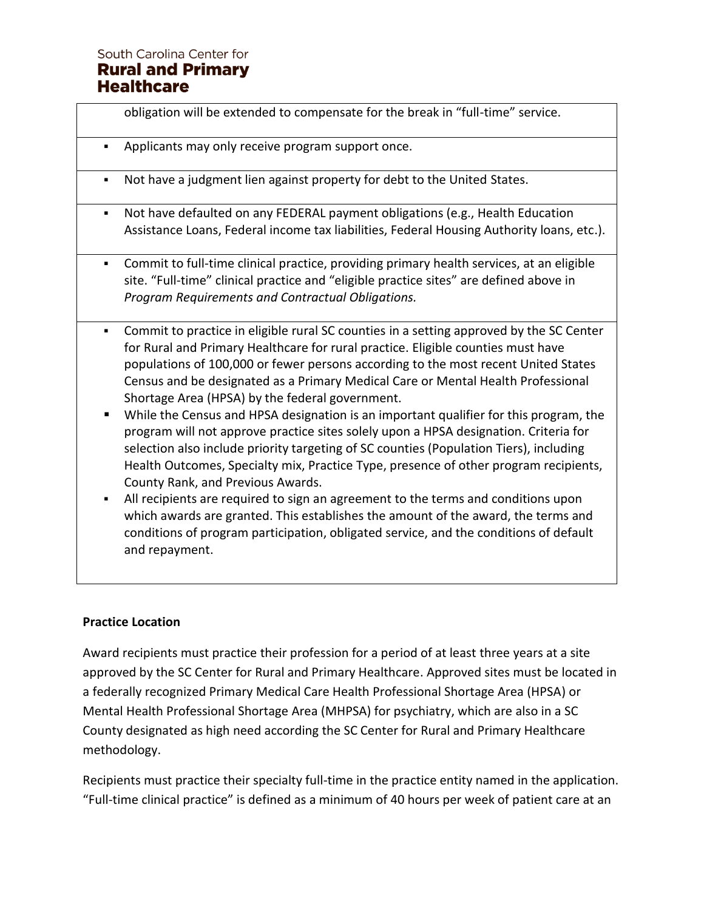obligation will be extended to compensate for the break in "full-time" service.

- Applicants may only receive program support once.
- Not have a judgment lien against property for debt to the United States.
- Not have defaulted on any FEDERAL payment obligations (e.g., Health Education Assistance Loans, Federal income tax liabilities, Federal Housing Authority loans, etc.).
- Commit to full-time clinical practice, providing primary health services, at an eligible site. "Full-time" clinical practice and "eligible practice sites" are defined above in *Program Requirements and Contractual Obligations.*
- Commit to practice in eligible rural SC counties in a setting approved by the SC Center for Rural and Primary Healthcare for rural practice. Eligible counties must have populations of 100,000 or fewer persons according to the most recent United States Census and be designated as a Primary Medical Care or Mental Health Professional Shortage Area (HPSA) by the federal government.
- While the Census and HPSA designation is an important qualifier for this program, the program will not approve practice sites solely upon a HPSA designation. Criteria for selection also include priority targeting of SC counties (Population Tiers), including Health Outcomes, Specialty mix, Practice Type, presence of other program recipients, County Rank, and Previous Awards.
- All recipients are required to sign an agreement to the terms and conditions upon which awards are granted. This establishes the amount of the award, the terms and conditions of program participation, obligated service, and the conditions of default and repayment.

**Practice Location**

Award recipients must practice their profession for a period of at least three years at a site approved by the SC Center for Rural and Primary Healthcare. Approved sites must be located in a federally recognized Primary Medical Care Health Professional Shortage Area (HPSA) or Mental Health Professional Shortage Area (MHPSA) for psychiatry, which are also in a SC County designated as high need according the SC Center for Rural and Primary Healthcare methodology.

Recipients must practice their specialty full-time in the practice entity named in the application. "Full-time clinical practice" is defined as a minimum of 40 hours per week of patient care at an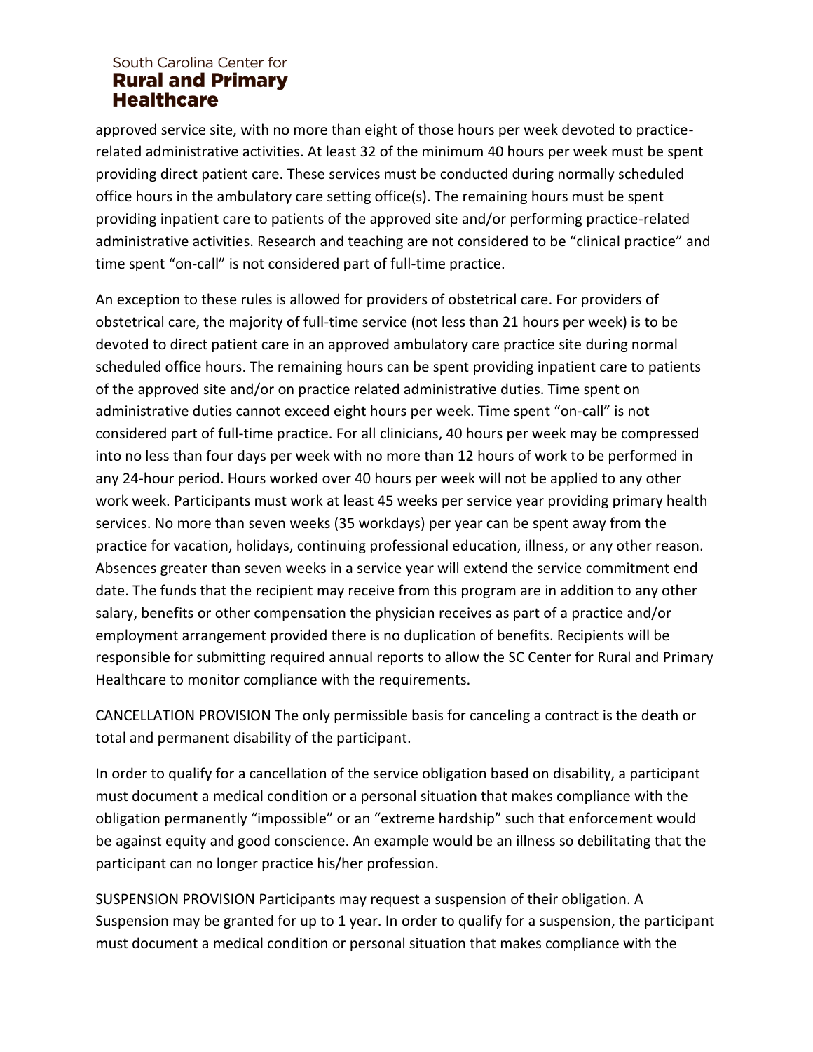approved service site, with no more than eight of those hours per week devoted to practice-related administrative activities. At least 32 of the minimum 40 hours per week must be spent providing direct patient care. These services must be conducted during normally scheduled office hours in the ambulatory care setting office(s). The remaining hours must be spent providing inpatient care to patients of the approved site and/or performing practice-related administrative activities. Research and teaching are not considered to be "clinical practice" and time spent "on-call" is not considered part of full-time practice.

An exception to these rules is allowed for providers of obstetrical care. For providers of obstetrical care, the majority of full-time service (not less than 21 hours per week) is to be devoted to direct patient care in an approved ambulatory care practice site during normal scheduled office hours. The remaining hours can be spent providing inpatient care to patients of the approved site and/or on practice related administrative duties. Time spent on administrative duties cannot exceed eight hours per week. Time spent "on-call" is not considered part of full-time practice. For all clinicians, 40 hours per week may be compressed into no less than four days per week with no more than 12 hours of work to be performed in any 24-hour period. Hours worked over 40 hours per week will not be applied to any other work week. Participants must work at least 45 weeks per service year providing primary health services. No more than seven weeks (35 workdays) per year can be spent away from the practice for vacation, holidays, continuing professional education, illness, or any other reason. Absences greater than seven weeks in a service year will extend the service commitment end date. The funds that the recipient may receive from this program are in addition to any other salary, benefits or other compensation the physician receives as part of a practice and/or employment arrangement provided there is no duplication of benefits. Recipients will be responsible for submitting required annual reports to allow the SC Center for Rural and Primary Healthcare to monitor compliance with the requirements.

CANCELLATION PROVISION The only permissible basis for canceling a contract is the death or total and permanent disability of the participant.

In order to qualify for a cancellation of the service obligation based on disability, a participant must document a medical condition or a personal situation that makes compliance with the obligation permanently "impossible" or an "extreme hardship" such that enforcement would be against equity and good conscience. An example would be an illness so debilitating that the participant can no longer practice his/her profession.

SUSPENSION PROVISION Participants may request a suspension of their obligation. A Suspension may be granted for up to 1 year. In order to qualify for a suspension, the participant must document a medical condition or personal situation that makes compliance with the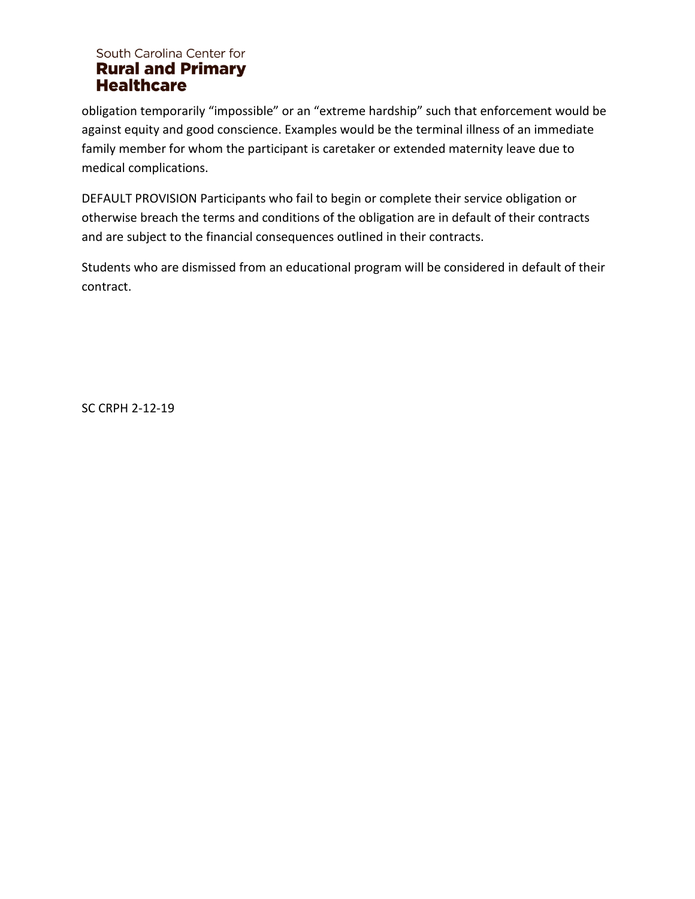obligation temporarily “impossible” or an “extreme hardship” such that enforcement would be against equity and good conscience. Examples would be the terminal illness of an immediate family member for whom the participant is caretaker or extended maternity leave due to medical complications.

DEFAULT PROVISION Participants who fail to begin or complete their service obligation or otherwise breach the terms and conditions of the obligation are in default of their contracts and are subject to the financial consequences outlined in their contracts.

Students who are dismissed from an educational program will be considered in default of their contract.

SC CRPH 2-12-19